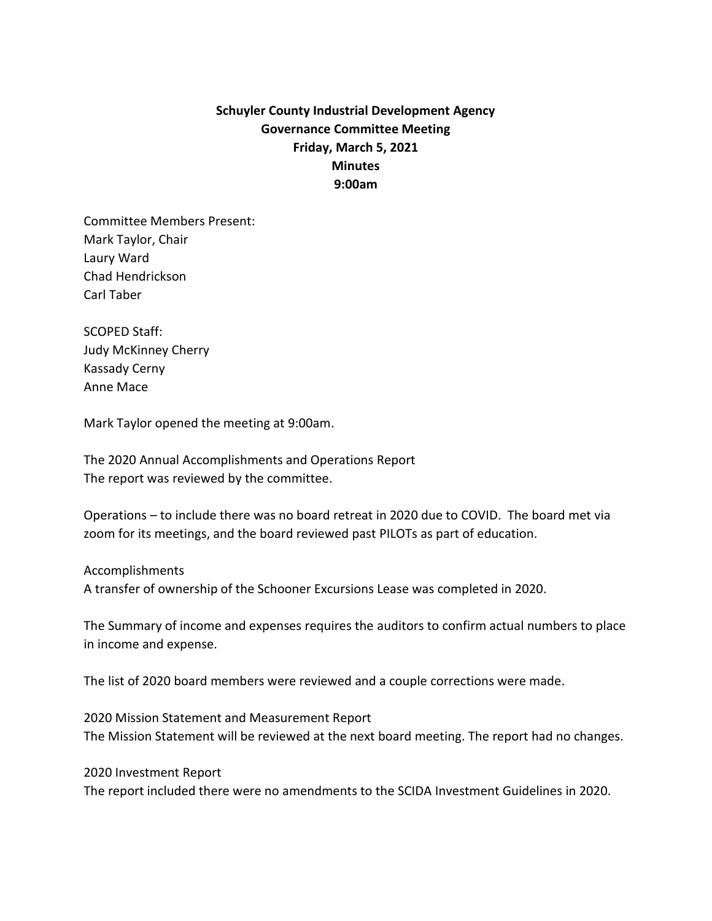**Schuyler County Industrial Development Agency**
**Governance Committee Meeting**
**Friday, March 5, 2021**
**Minutes**
**9:00am**

Committee Members Present:
Mark Taylor, Chair
Laury Ward
Chad Hendrickson
Carl Taber

SCOPED Staff:
Judy McKinney Cherry
Kassady Cerny
Anne Mace

Mark Taylor opened the meeting at 9:00am.

The 2020 Annual Accomplishments and Operations Report
The report was reviewed by the committee.

Operations – to include there was no board retreat in 2020 due to COVID. The board met via zoom for its meetings, and the board reviewed past PILOTs as part of education.

Accomplishments
A transfer of ownership of the Schooner Excursions Lease was completed in 2020.

The Summary of income and expenses requires the auditors to confirm actual numbers to place in income and expense.

The list of 2020 board members were reviewed and a couple corrections were made.

2020 Mission Statement and Measurement Report
The Mission Statement will be reviewed at the next board meeting. The report had no changes.

2020 Investment Report
The report included there were no amendments to the SCIDA Investment Guidelines in 2020.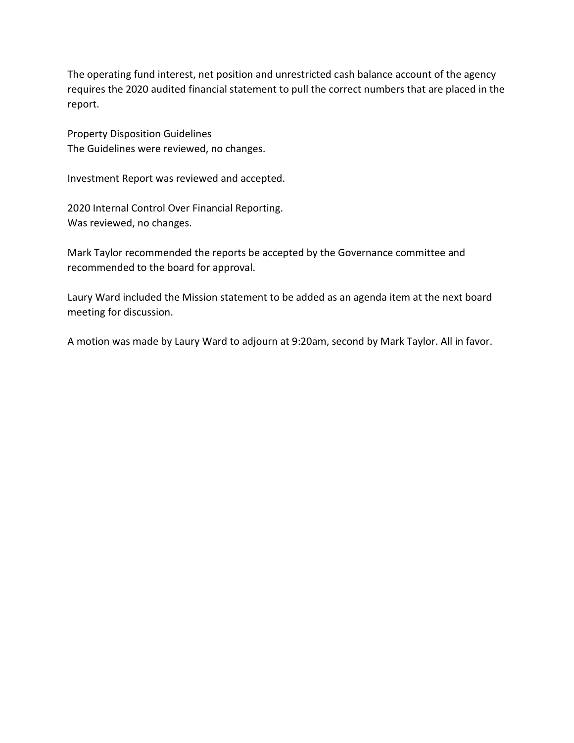The operating fund interest, net position and unrestricted cash balance account of the agency requires the 2020 audited financial statement to pull the correct numbers that are placed in the report.

Property Disposition Guidelines
The Guidelines were reviewed, no changes.

Investment Report was reviewed and accepted.

2020 Internal Control Over Financial Reporting.
Was reviewed, no changes.

Mark Taylor recommended the reports be accepted by the Governance committee and recommended to the board for approval.

Laury Ward included the Mission statement to be added as an agenda item at the next board meeting for discussion.

A motion was made by Laury Ward to adjourn at 9:20am, second by Mark Taylor. All in favor.